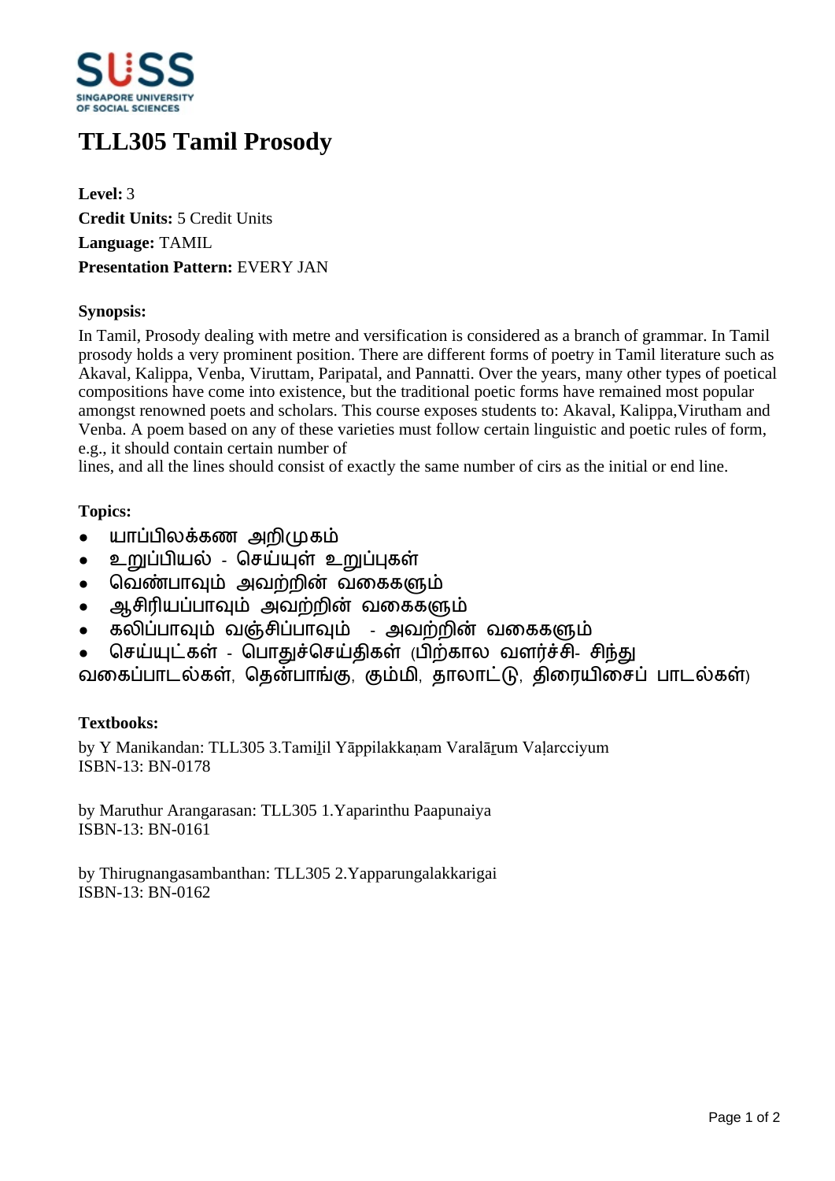# TLL305 Tamil Prosody

**Level:** 3
**Credit Units:** 5 Credit Units
**Language:** TAMIL
**Presentation Pattern:** EVERY JAN

**Synopsis:**

In Tamil, Prosody dealing with metre and versification is considered as a branch of grammar. In Tamil prosody holds a very prominent position. There are different forms of poetry in Tamil literature such as Akaval, Kalippa, Venba, Viruttam, Paripatal, and Pannatti. Over the years, many other types of poetical compositions have come into existence, but the traditional poetic forms have remained most popular amongst renowned poets and scholars. This course exposes students to: Akaval, Kalippa,Virutham and Venba. A poem based on any of these varieties must follow certain linguistic and poetic rules of form, e.g., it should contain certain number of
lines, and all the lines should consist of exactly the same number of cirs as the initial or end line.

**Topics:**

- யாப்பிலக்கண அறிமுகம்
- உறுப்பியல் - செய்யுள் உறுப்புகள்
- வெண்பாவும் அவற்றின் வகைகளும்
- ஆசிரியப்பாவும் அவற்றின் வகைகளும்
- கலிப்பாவும் வஞ்சிப்பாவும் - அவற்றின் வகைகளும்
- செய்யுட்கள் - பொதுச்செய்திகள் (பிற்கால வளர்ச்சி- சிந்து வகைப்பாடல்கள், தென்பாங்கு, கும்மி, தாலாட்டு, திரையிசைப் பாடல்கள்)

**Textbooks:**

by Y Manikandan: TLL305 3.Tamiḻil Yāppilakkaṇam Varalāṟum Vaḷarcciyum
ISBN-13: BN-0178

by Maruthur Arangarasan: TLL305 1.Yaparinthu Paapunaiya
ISBN-13: BN-0161

by Thirugnangasambanthan: TLL305 2.Yapparungalakkarigai
ISBN-13: BN-0162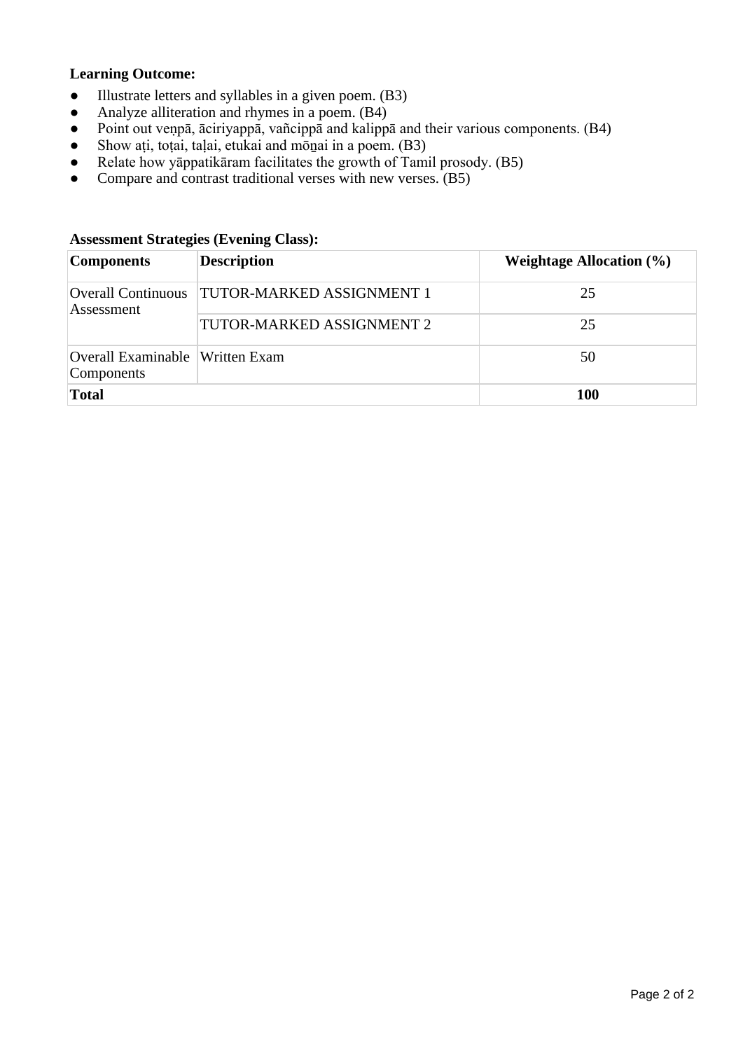**Learning Outcome:**

- Illustrate letters and syllables in a given poem. (B3)
- Analyze alliteration and rhymes in a poem. (B4)
- Point out veṇpā, āciriyappā, vañcippā and kalippā and their various components. (B4)
- Show aṭi, toṭai, taḷai, etukai and mōṉai in a poem. (B3)
- Relate how yāppatikāram facilitates the growth of Tamil prosody. (B5)
- Compare and contrast traditional verses with new verses. (B5)

**Assessment Strategies (Evening Class):**

| Components | Description | Weightage Allocation (%) |
|---|---|---|
| Overall Continuous Assessment | TUTOR-MARKED ASSIGNMENT 1 | 25 |
| | TUTOR-MARKED ASSIGNMENT 2 | 25 |
| Overall Examinable Components | Written Exam | 50 |
| **Total** | | **100** |